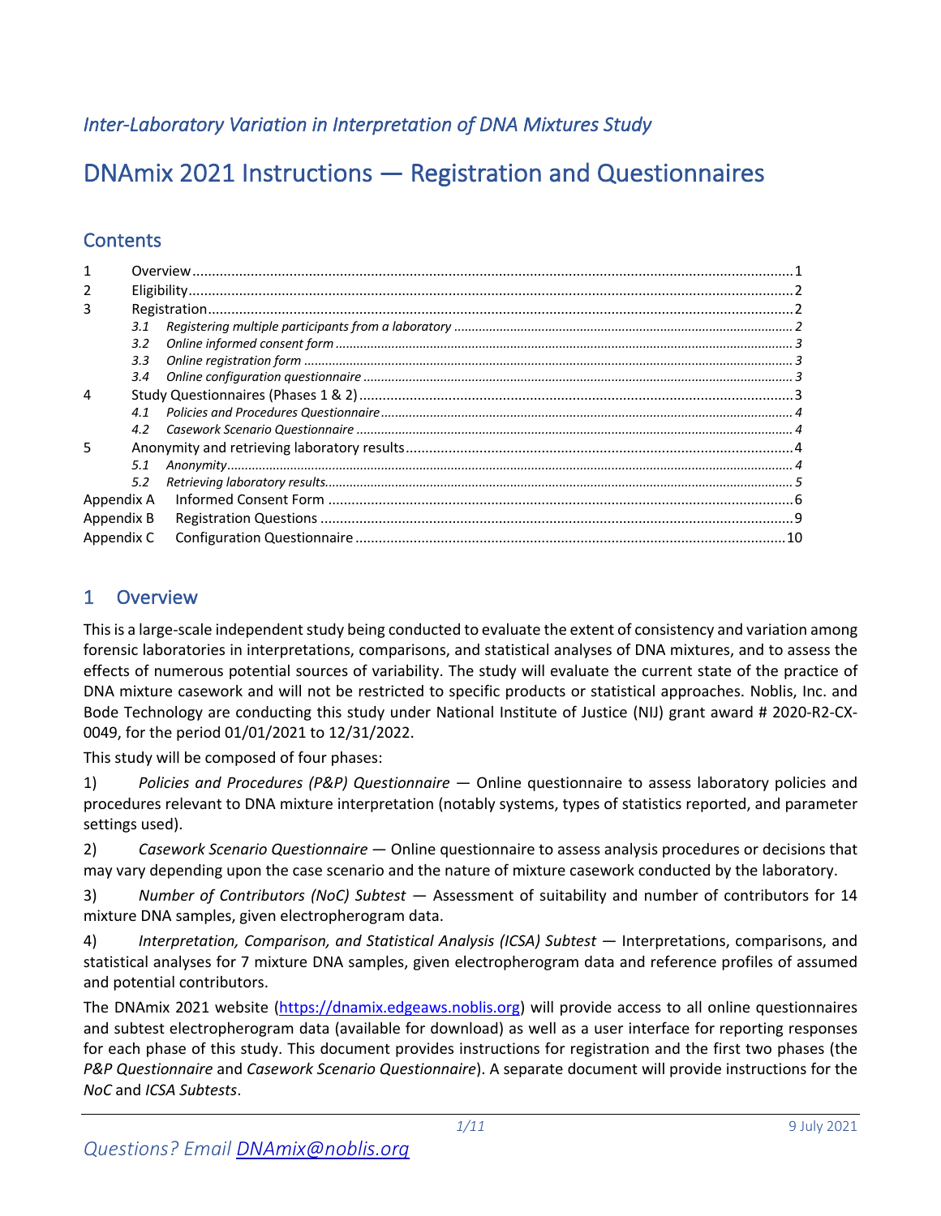*Inter-Laboratory Variation in Interpretation of DNA Mixtures Study*

# DNAmix 2021 Instructions — Registration and Questionnaires

## Contents

1 Overview ... 1
2 Eligibility ... 2
3 Registration ... 2
  3.1 *Registering multiple participants from a laboratory* ... 2
  3.2 *Online informed consent form* ... 3
  3.3 *Online registration form* ... 3
  3.4 *Online configuration questionnaire* ... 3
4 Study Questionnaires (Phases 1 & 2) ... 3
  4.1 *Policies and Procedures Questionnaire* ... 4
  4.2 *Casework Scenario Questionnaire* ... 4
5 Anonymity and retrieving laboratory results ... 4
  5.1 *Anonymity* ... 4
  5.2 *Retrieving laboratory results* ... 5
Appendix A Informed Consent Form ... 6
Appendix B Registration Questions ... 9
Appendix C Configuration Questionnaire ... 10

## 1 Overview

This is a large-scale independent study being conducted to evaluate the extent of consistency and variation among forensic laboratories in interpretations, comparisons, and statistical analyses of DNA mixtures, and to assess the effects of numerous potential sources of variability. The study will evaluate the current state of the practice of DNA mixture casework and will not be restricted to specific products or statistical approaches. Noblis, Inc. and Bode Technology are conducting this study under National Institute of Justice (NIJ) grant award # 2020-R2-CX-0049, for the period 01/01/2021 to 12/31/2022.

This study will be composed of four phases:

1) *Policies and Procedures (P&P) Questionnaire* — Online questionnaire to assess laboratory policies and procedures relevant to DNA mixture interpretation (notably systems, types of statistics reported, and parameter settings used).

2) *Casework Scenario Questionnaire* — Online questionnaire to assess analysis procedures or decisions that may vary depending upon the case scenario and the nature of mixture casework conducted by the laboratory.

3) *Number of Contributors (NoC) Subtest* — Assessment of suitability and number of contributors for 14 mixture DNA samples, given electropherogram data.

4) *Interpretation, Comparison, and Statistical Analysis (ICSA) Subtest* — Interpretations, comparisons, and statistical analyses for 7 mixture DNA samples, given electropherogram data and reference profiles of assumed and potential contributors.

The DNAmix 2021 website (https://dnamix.edgeaws.noblis.org) will provide access to all online questionnaires and subtest electropherogram data (available for download) as well as a user interface for reporting responses for each phase of this study. This document provides instructions for registration and the first two phases (the *P&P Questionnaire* and *Casework Scenario Questionnaire*). A separate document will provide instructions for the *NoC* and *ICSA Subtests*.

*Questions? Email DNAmix@noblis.org*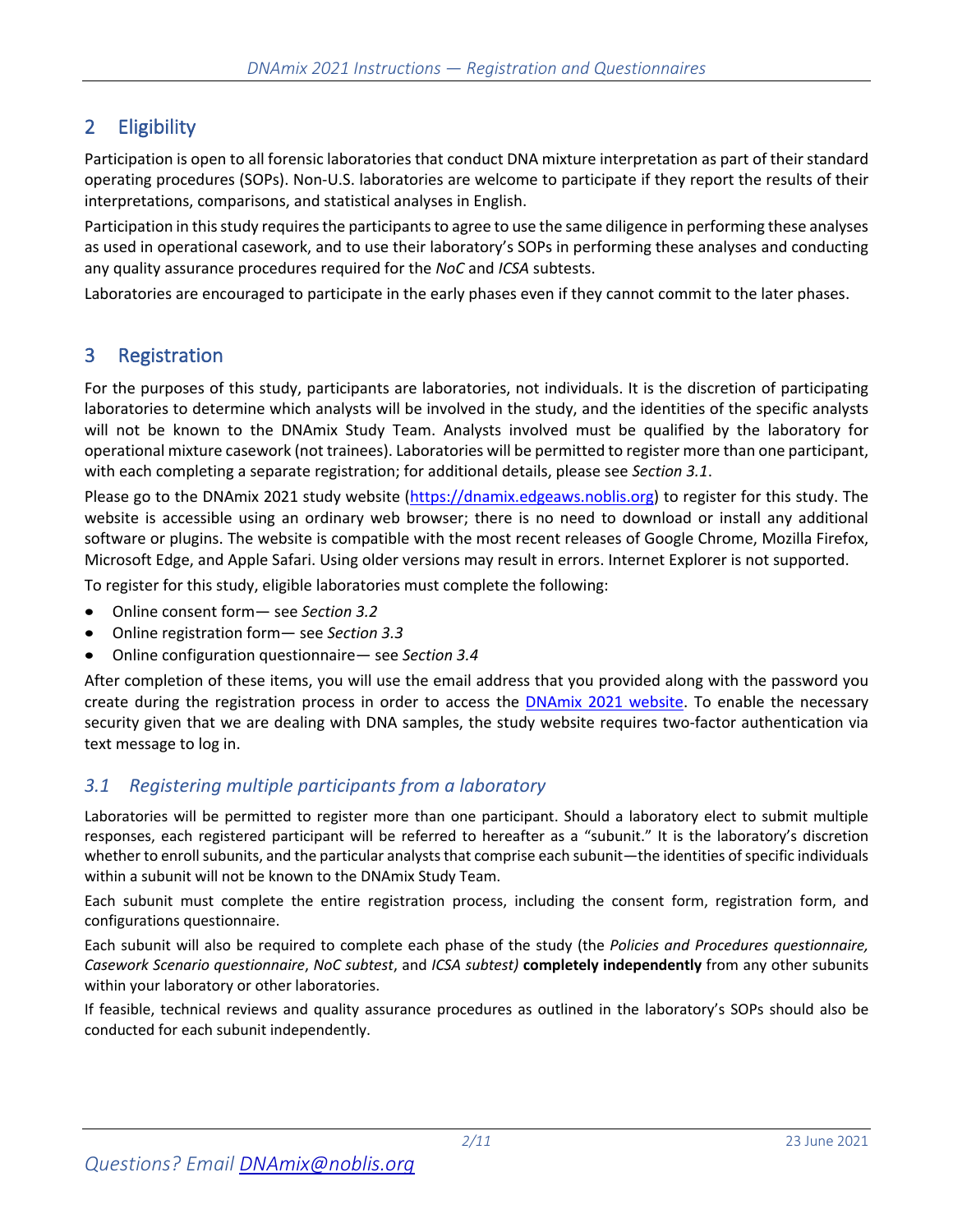## 2 Eligibility

Participation is open to all forensic laboratories that conduct DNA mixture interpretation as part of their standard operating procedures (SOPs). Non-U.S. laboratories are welcome to participate if they report the results of their interpretations, comparisons, and statistical analyses in English.

Participation in this study requires the participants to agree to use the same diligence in performing these analyses as used in operational casework, and to use their laboratory's SOPs in performing these analyses and conducting any quality assurance procedures required for the *NoC* and *ICSA* subtests.

Laboratories are encouraged to participate in the early phases even if they cannot commit to the later phases.

## 3 Registration

For the purposes of this study, participants are laboratories, not individuals. It is the discretion of participating laboratories to determine which analysts will be involved in the study, and the identities of the specific analysts will not be known to the DNAmix Study Team. Analysts involved must be qualified by the laboratory for operational mixture casework (not trainees). Laboratories will be permitted to register more than one participant, with each completing a separate registration; for additional details, please see *Section 3.1*.

Please go to the DNAmix 2021 study website ([https://dnamix.edgeaws.noblis.org](https://dnamix.edgeaws.noblis.org)) to register for this study. The website is accessible using an ordinary web browser; there is no need to download or install any additional software or plugins. The website is compatible with the most recent releases of Google Chrome, Mozilla Firefox, Microsoft Edge, and Apple Safari. Using older versions may result in errors. Internet Explorer is not supported.

To register for this study, eligible laboratories must complete the following:

- Online consent form— see *Section 3.2*
- Online registration form— see *Section 3.3*
- Online configuration questionnaire— see *Section 3.4*

After completion of these items, you will use the email address that you provided along with the password you create during the registration process in order to access the DNAmix 2021 website. To enable the necessary security given that we are dealing with DNA samples, the study website requires two-factor authentication via text message to log in.

### *3.1 Registering multiple participants from a laboratory*

Laboratories will be permitted to register more than one participant. Should a laboratory elect to submit multiple responses, each registered participant will be referred to hereafter as a "subunit." It is the laboratory's discretion whether to enroll subunits, and the particular analysts that comprise each subunit—the identities of specific individuals within a subunit will not be known to the DNAmix Study Team.

Each subunit must complete the entire registration process, including the consent form, registration form, and configurations questionnaire.

Each subunit will also be required to complete each phase of the study (the *Policies and Procedures questionnaire, Casework Scenario questionnaire*, *NoC subtest*, and *ICSA subtest)* **completely independently** from any other subunits within your laboratory or other laboratories.

If feasible, technical reviews and quality assurance procedures as outlined in the laboratory's SOPs should also be conducted for each subunit independently.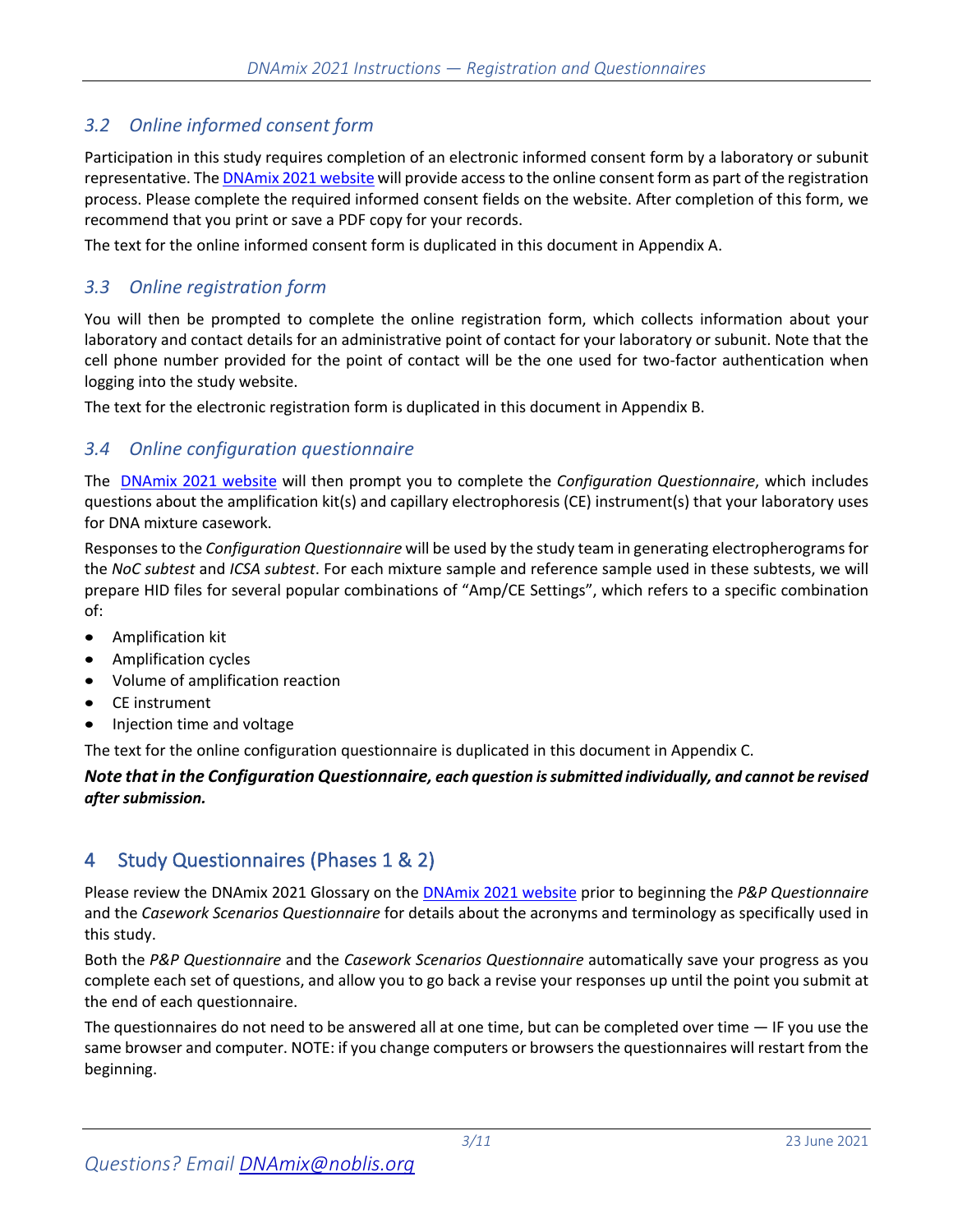### *3.2 Online informed consent form*

Participation in this study requires completion of an electronic informed consent form by a laboratory or subunit representative. The [DNAmix 2021 website] will provide access to the online consent form as part of the registration process. Please complete the required informed consent fields on the website. After completion of this form, we recommend that you print or save a PDF copy for your records.

The text for the online informed consent form is duplicated in this document in Appendix A.

### *3.3 Online registration form*

You will then be prompted to complete the online registration form, which collects information about your laboratory and contact details for an administrative point of contact for your laboratory or subunit. Note that the cell phone number provided for the point of contact will be the one used for two-factor authentication when logging into the study website.

The text for the electronic registration form is duplicated in this document in Appendix B.

### *3.4 Online configuration questionnaire*

The [DNAmix 2021 website] will then prompt you to complete the *Configuration Questionnaire*, which includes questions about the amplification kit(s) and capillary electrophoresis (CE) instrument(s) that your laboratory uses for DNA mixture casework.

Responses to the *Configuration Questionnaire* will be used by the study team in generating electropherograms for the *NoC subtest* and *ICSA subtest*. For each mixture sample and reference sample used in these subtests, we will prepare HID files for several popular combinations of "Amp/CE Settings", which refers to a specific combination of:

- Amplification kit
- Amplification cycles
- Volume of amplification reaction
- CE instrument
- Injection time and voltage

The text for the online configuration questionnaire is duplicated in this document in Appendix C.

***Note that in the Configuration Questionnaire, each question is submitted individually, and cannot be revised after submission.***

## 4 Study Questionnaires (Phases 1 & 2)

Please review the DNAmix 2021 Glossary on the [DNAmix 2021 website] prior to beginning the *P&P Questionnaire* and the *Casework Scenarios Questionnaire* for details about the acronyms and terminology as specifically used in this study.

Both the *P&P Questionnaire* and the *Casework Scenarios Questionnaire* automatically save your progress as you complete each set of questions, and allow you to go back a revise your responses up until the point you submit at the end of each questionnaire.

The questionnaires do not need to be answered all at one time, but can be completed over time — IF you use the same browser and computer. NOTE: if you change computers or browsers the questionnaires will restart from the beginning.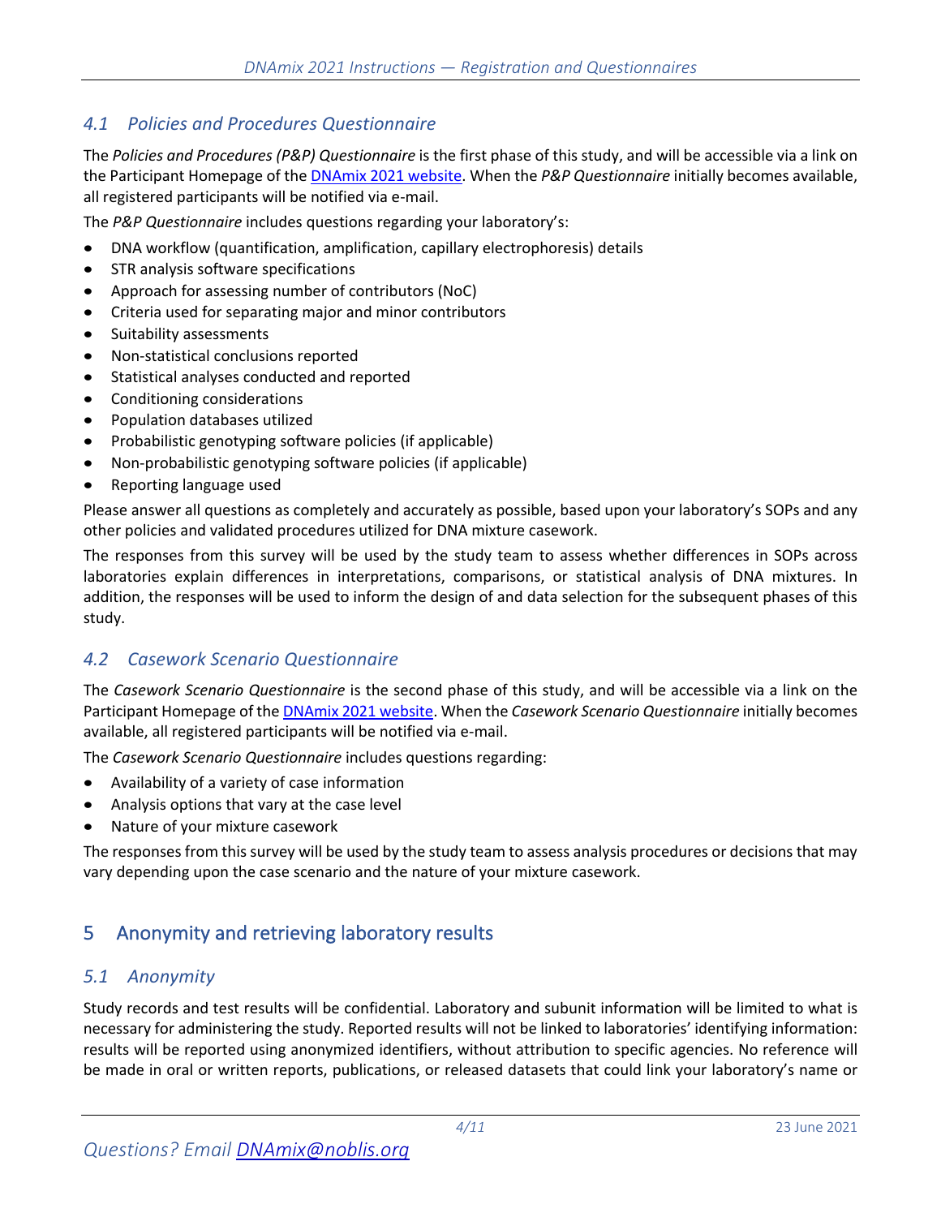### 4.1 Policies and Procedures Questionnaire

The *Policies and Procedures (P&P) Questionnaire* is the first phase of this study, and will be accessible via a link on the Participant Homepage of the [DNAmix 2021 website](). When the *P&P Questionnaire* initially becomes available, all registered participants will be notified via e-mail.

The *P&P Questionnaire* includes questions regarding your laboratory's:

- DNA workflow (quantification, amplification, capillary electrophoresis) details
- STR analysis software specifications
- Approach for assessing number of contributors (NoC)
- Criteria used for separating major and minor contributors
- Suitability assessments
- Non-statistical conclusions reported
- Statistical analyses conducted and reported
- Conditioning considerations
- Population databases utilized
- Probabilistic genotyping software policies (if applicable)
- Non-probabilistic genotyping software policies (if applicable)
- Reporting language used

Please answer all questions as completely and accurately as possible, based upon your laboratory's SOPs and any other policies and validated procedures utilized for DNA mixture casework.

The responses from this survey will be used by the study team to assess whether differences in SOPs across laboratories explain differences in interpretations, comparisons, or statistical analysis of DNA mixtures. In addition, the responses will be used to inform the design of and data selection for the subsequent phases of this study.

### 4.2 Casework Scenario Questionnaire

The *Casework Scenario Questionnaire* is the second phase of this study, and will be accessible via a link on the Participant Homepage of the [DNAmix 2021 website](). When the *Casework Scenario Questionnaire* initially becomes available, all registered participants will be notified via e-mail.

The *Casework Scenario Questionnaire* includes questions regarding:

- Availability of a variety of case information
- Analysis options that vary at the case level
- Nature of your mixture casework

The responses from this survey will be used by the study team to assess analysis procedures or decisions that may vary depending upon the case scenario and the nature of your mixture casework.

## 5 Anonymity and retrieving laboratory results

### 5.1 Anonymity

Study records and test results will be confidential. Laboratory and subunit information will be limited to what is necessary for administering the study. Reported results will not be linked to laboratories' identifying information: results will be reported using anonymized identifiers, without attribution to specific agencies. No reference will be made in oral or written reports, publications, or released datasets that could link your laboratory's name or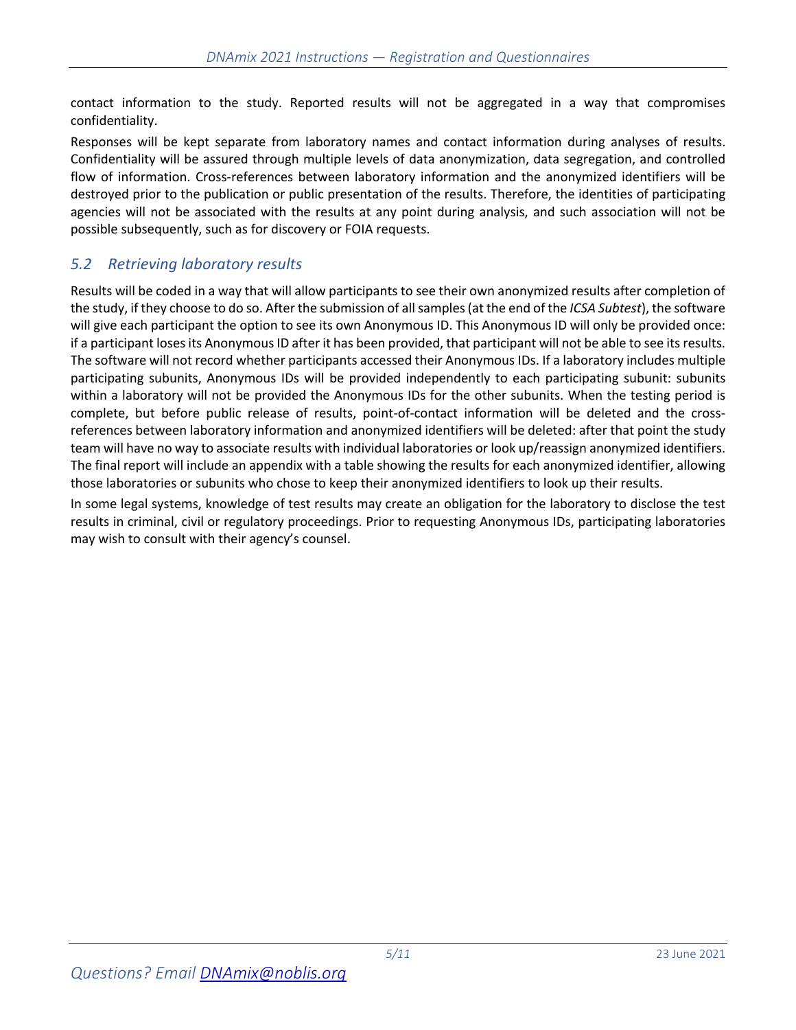contact information to the study. Reported results will not be aggregated in a way that compromises confidentiality.

Responses will be kept separate from laboratory names and contact information during analyses of results. Confidentiality will be assured through multiple levels of data anonymization, data segregation, and controlled flow of information. Cross-references between laboratory information and the anonymized identifiers will be destroyed prior to the publication or public presentation of the results. Therefore, the identities of participating agencies will not be associated with the results at any point during analysis, and such association will not be possible subsequently, such as for discovery or FOIA requests.

## *5.2 Retrieving laboratory results*

Results will be coded in a way that will allow participants to see their own anonymized results after completion of the study, if they choose to do so. After the submission of all samples (at the end of the *ICSA Subtest*), the software will give each participant the option to see its own Anonymous ID. This Anonymous ID will only be provided once: if a participant loses its Anonymous ID after it has been provided, that participant will not be able to see its results. The software will not record whether participants accessed their Anonymous IDs. If a laboratory includes multiple participating subunits, Anonymous IDs will be provided independently to each participating subunit: subunits within a laboratory will not be provided the Anonymous IDs for the other subunits. When the testing period is complete, but before public release of results, point-of-contact information will be deleted and the cross-references between laboratory information and anonymized identifiers will be deleted: after that point the study team will have no way to associate results with individual laboratories or look up/reassign anonymized identifiers. The final report will include an appendix with a table showing the results for each anonymized identifier, allowing those laboratories or subunits who chose to keep their anonymized identifiers to look up their results.

In some legal systems, knowledge of test results may create an obligation for the laboratory to disclose the test results in criminal, civil or regulatory proceedings. Prior to requesting Anonymous IDs, participating laboratories may wish to consult with their agency's counsel.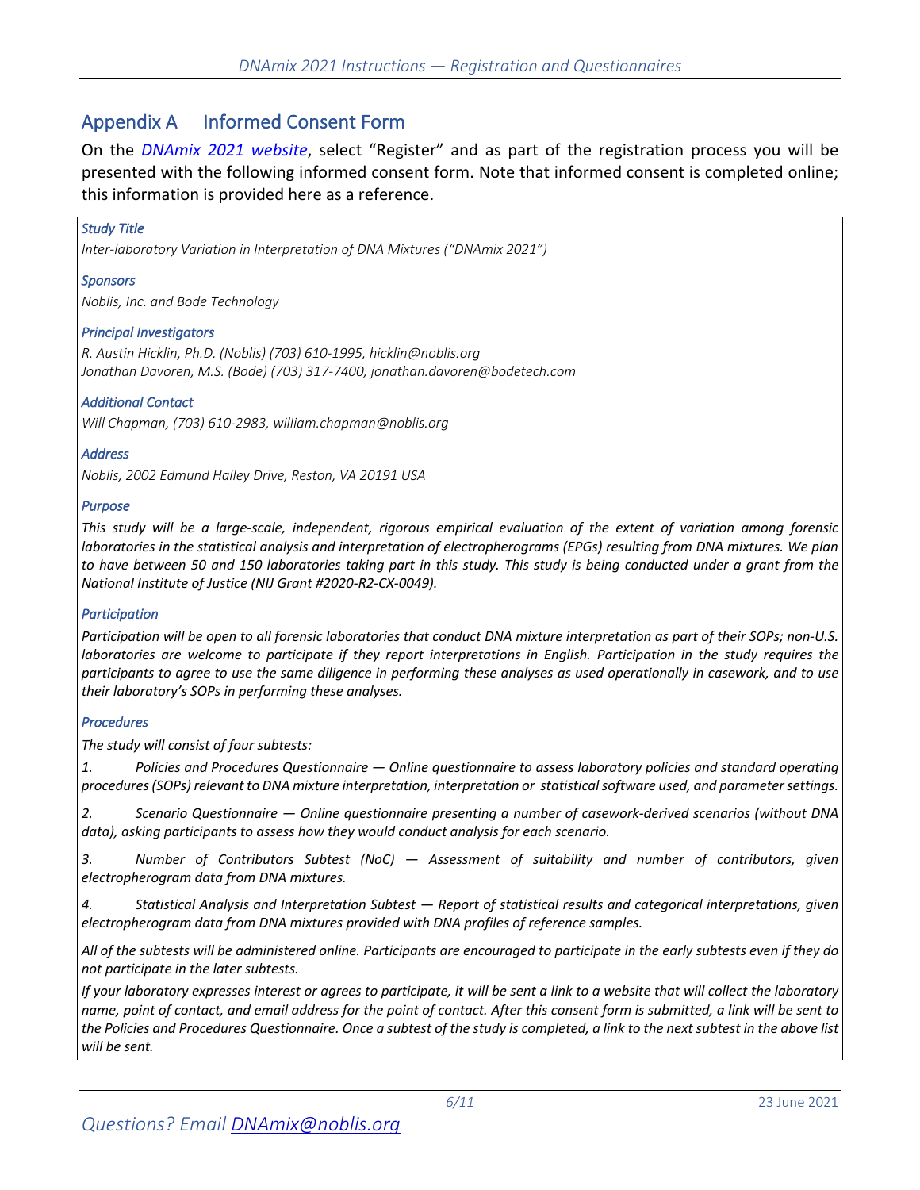## Appendix A Informed Consent Form

On the *DNAmix 2021 website*, select "Register" and as part of the registration process you will be presented with the following informed consent form. Note that informed consent is completed online; this information is provided here as a reference.

*Study Title*

*Inter-laboratory Variation in Interpretation of DNA Mixtures ("DNAmix 2021")*

*Sponsors*

*Noblis, Inc. and Bode Technology*

*Principal Investigators*

*R. Austin Hicklin, Ph.D. (Noblis) (703) 610-1995, hicklin@noblis.org*
*Jonathan Davoren, M.S. (Bode) (703) 317-7400, jonathan.davoren@bodetech.com*

*Additional Contact*

*Will Chapman, (703) 610-2983, william.chapman@noblis.org*

*Address*

*Noblis, 2002 Edmund Halley Drive, Reston, VA 20191 USA*

*Purpose*

*This study will be a large-scale, independent, rigorous empirical evaluation of the extent of variation among forensic laboratories in the statistical analysis and interpretation of electropherograms (EPGs) resulting from DNA mixtures. We plan to have between 50 and 150 laboratories taking part in this study. This study is being conducted under a grant from the National Institute of Justice (NIJ Grant #2020-R2-CX-0049).*

*Participation*

*Participation will be open to all forensic laboratories that conduct DNA mixture interpretation as part of their SOPs; non-U.S. laboratories are welcome to participate if they report interpretations in English. Participation in the study requires the participants to agree to use the same diligence in performing these analyses as used operationally in casework, and to use their laboratory's SOPs in performing these analyses.*

*Procedures*

*The study will consist of four subtests:*

1. *Policies and Procedures Questionnaire — Online questionnaire to assess laboratory policies and standard operating procedures (SOPs) relevant to DNA mixture interpretation, interpretation or statistical software used, and parameter settings.*

2. *Scenario Questionnaire — Online questionnaire presenting a number of casework-derived scenarios (without DNA data), asking participants to assess how they would conduct analysis for each scenario.*

3. *Number of Contributors Subtest (NoC) — Assessment of suitability and number of contributors, given electropherogram data from DNA mixtures.*

4. *Statistical Analysis and Interpretation Subtest — Report of statistical results and categorical interpretations, given electropherogram data from DNA mixtures provided with DNA profiles of reference samples.*

*All of the subtests will be administered online. Participants are encouraged to participate in the early subtests even if they do not participate in the later subtests.*

*If your laboratory expresses interest or agrees to participate, it will be sent a link to a website that will collect the laboratory name, point of contact, and email address for the point of contact. After this consent form is submitted, a link will be sent to the Policies and Procedures Questionnaire. Once a subtest of the study is completed, a link to the next subtest in the above list will be sent.*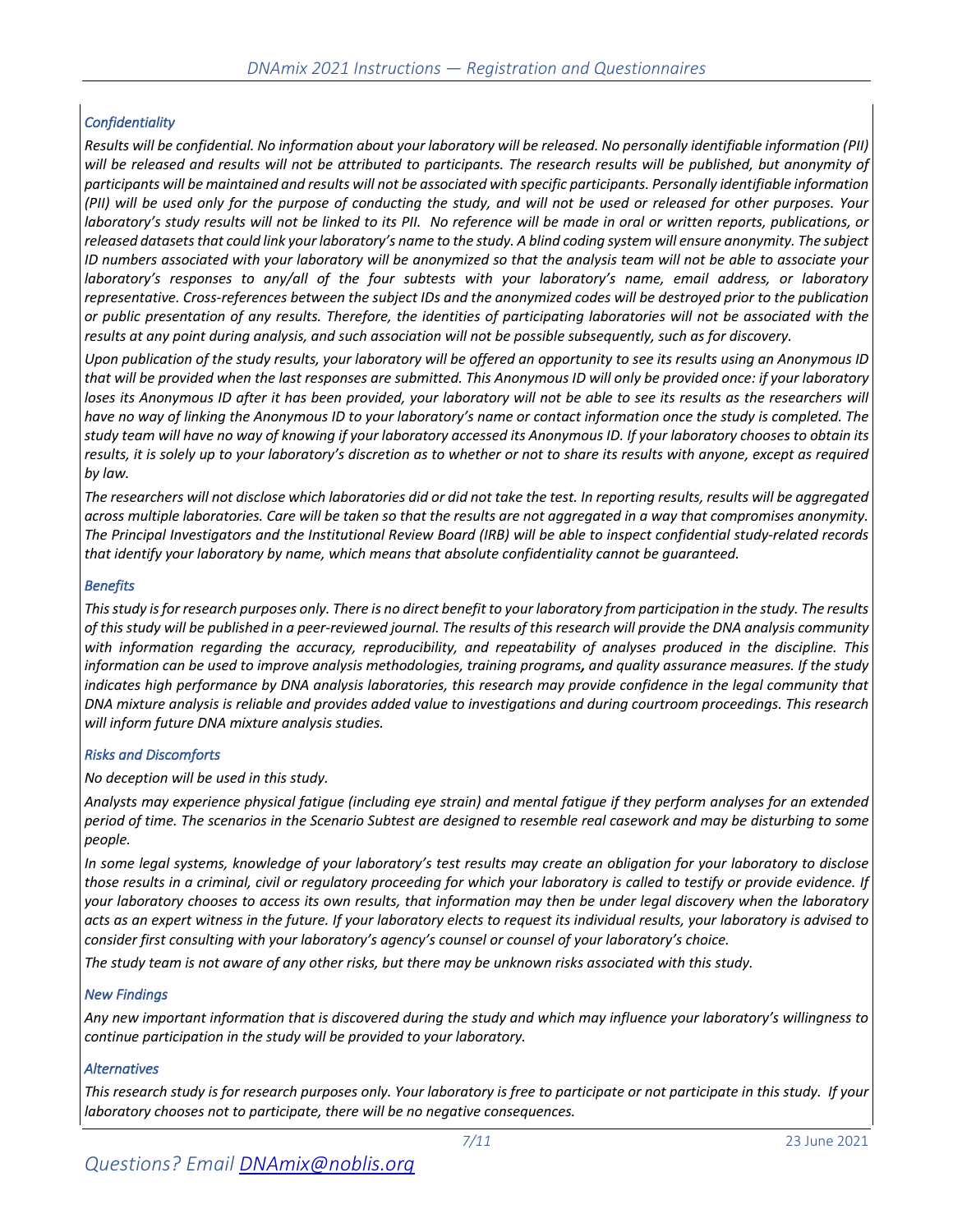### *Confidentiality*

*Results will be confidential. No information about your laboratory will be released. No personally identifiable information (PII) will be released and results will not be attributed to participants. The research results will be published, but anonymity of participants will be maintained and results will not be associated with specific participants. Personally identifiable information (PII) will be used only for the purpose of conducting the study, and will not be used or released for other purposes. Your laboratory's study results will not be linked to its PII. No reference will be made in oral or written reports, publications, or released datasets that could link your laboratory's name to the study. A blind coding system will ensure anonymity. The subject ID numbers associated with your laboratory will be anonymized so that the analysis team will not be able to associate your laboratory's responses to any/all of the four subtests with your laboratory's name, email address, or laboratory representative. Cross-references between the subject IDs and the anonymized codes will be destroyed prior to the publication or public presentation of any results. Therefore, the identities of participating laboratories will not be associated with the results at any point during analysis, and such association will not be possible subsequently, such as for discovery.*

*Upon publication of the study results, your laboratory will be offered an opportunity to see its results using an Anonymous ID that will be provided when the last responses are submitted. This Anonymous ID will only be provided once: if your laboratory loses its Anonymous ID after it has been provided, your laboratory will not be able to see its results as the researchers will have no way of linking the Anonymous ID to your laboratory's name or contact information once the study is completed. The study team will have no way of knowing if your laboratory accessed its Anonymous ID. If your laboratory chooses to obtain its results, it is solely up to your laboratory's discretion as to whether or not to share its results with anyone, except as required by law.*

*The researchers will not disclose which laboratories did or did not take the test. In reporting results, results will be aggregated across multiple laboratories. Care will be taken so that the results are not aggregated in a way that compromises anonymity. The Principal Investigators and the Institutional Review Board (IRB) will be able to inspect confidential study-related records that identify your laboratory by name, which means that absolute confidentiality cannot be guaranteed.*

### *Benefits*

*This study is for research purposes only. There is no direct benefit to your laboratory from participation in the study. The results of this study will be published in a peer-reviewed journal. The results of this research will provide the DNA analysis community with information regarding the accuracy, reproducibility, and repeatability of analyses produced in the discipline. This information can be used to improve analysis methodologies, training programs, and quality assurance measures. If the study indicates high performance by DNA analysis laboratories, this research may provide confidence in the legal community that DNA mixture analysis is reliable and provides added value to investigations and during courtroom proceedings. This research will inform future DNA mixture analysis studies.*

### *Risks and Discomforts*

*No deception will be used in this study.*

*Analysts may experience physical fatigue (including eye strain) and mental fatigue if they perform analyses for an extended period of time. The scenarios in the Scenario Subtest are designed to resemble real casework and may be disturbing to some people.*

*In some legal systems, knowledge of your laboratory's test results may create an obligation for your laboratory to disclose those results in a criminal, civil or regulatory proceeding for which your laboratory is called to testify or provide evidence. If your laboratory chooses to access its own results, that information may then be under legal discovery when the laboratory acts as an expert witness in the future. If your laboratory elects to request its individual results, your laboratory is advised to consider first consulting with your laboratory's agency's counsel or counsel of your laboratory's choice.*

*The study team is not aware of any other risks, but there may be unknown risks associated with this study.*

### *New Findings*

*Any new important information that is discovered during the study and which may influence your laboratory's willingness to continue participation in the study will be provided to your laboratory.*

### *Alternatives*

*This research study is for research purposes only. Your laboratory is free to participate or not participate in this study. If your laboratory chooses not to participate, there will be no negative consequences.*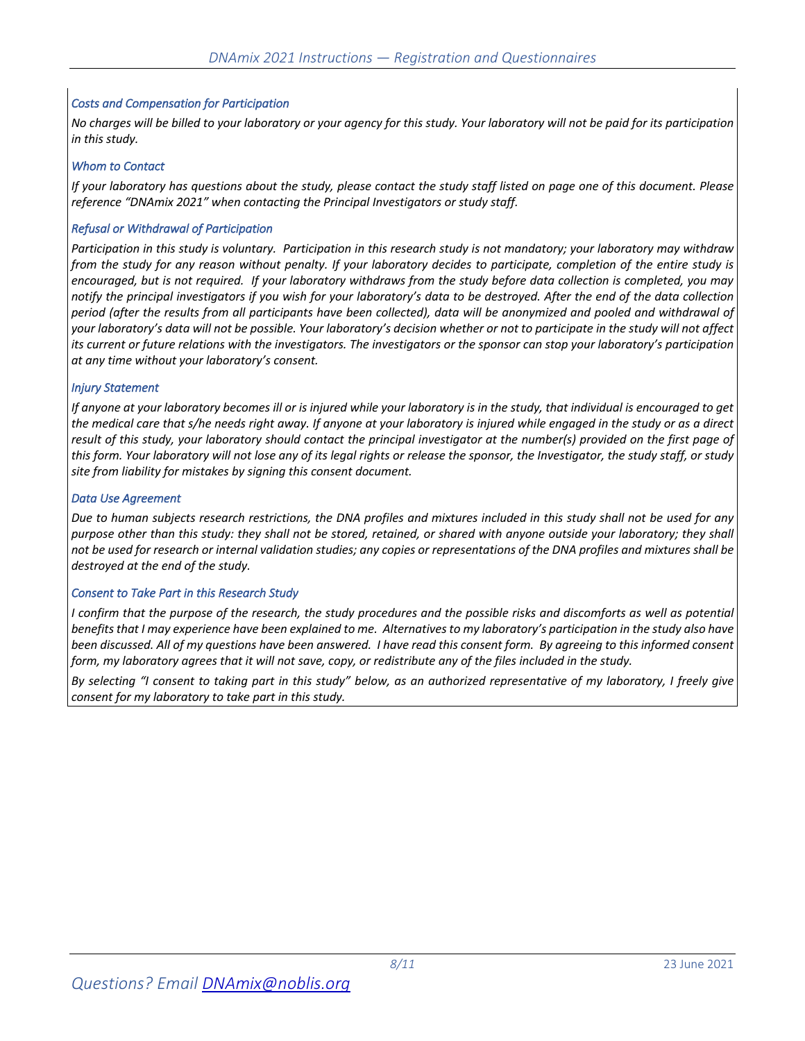### *Costs and Compensation for Participation*

*No charges will be billed to your laboratory or your agency for this study. Your laboratory will not be paid for its participation in this study.*

### *Whom to Contact*

*If your laboratory has questions about the study, please contact the study staff listed on page one of this document. Please reference "DNAmix 2021" when contacting the Principal Investigators or study staff.*

### *Refusal or Withdrawal of Participation*

*Participation in this study is voluntary. Participation in this research study is not mandatory; your laboratory may withdraw from the study for any reason without penalty. If your laboratory decides to participate, completion of the entire study is encouraged, but is not required. If your laboratory withdraws from the study before data collection is completed, you may notify the principal investigators if you wish for your laboratory's data to be destroyed. After the end of the data collection period (after the results from all participants have been collected), data will be anonymized and pooled and withdrawal of your laboratory's data will not be possible. Your laboratory's decision whether or not to participate in the study will not affect its current or future relations with the investigators. The investigators or the sponsor can stop your laboratory's participation at any time without your laboratory's consent.*

### *Injury Statement*

*If anyone at your laboratory becomes ill or is injured while your laboratory is in the study, that individual is encouraged to get the medical care that s/he needs right away. If anyone at your laboratory is injured while engaged in the study or as a direct result of this study, your laboratory should contact the principal investigator at the number(s) provided on the first page of this form. Your laboratory will not lose any of its legal rights or release the sponsor, the Investigator, the study staff, or study site from liability for mistakes by signing this consent document.*

### *Data Use Agreement*

*Due to human subjects research restrictions, the DNA profiles and mixtures included in this study shall not be used for any purpose other than this study: they shall not be stored, retained, or shared with anyone outside your laboratory; they shall not be used for research or internal validation studies; any copies or representations of the DNA profiles and mixtures shall be destroyed at the end of the study.*

### *Consent to Take Part in this Research Study*

*I confirm that the purpose of the research, the study procedures and the possible risks and discomforts as well as potential benefits that I may experience have been explained to me. Alternatives to my laboratory's participation in the study also have been discussed. All of my questions have been answered. I have read this consent form. By agreeing to this informed consent form, my laboratory agrees that it will not save, copy, or redistribute any of the files included in the study.*

*By selecting "I consent to taking part in this study" below, as an authorized representative of my laboratory, I freely give consent for my laboratory to take part in this study.*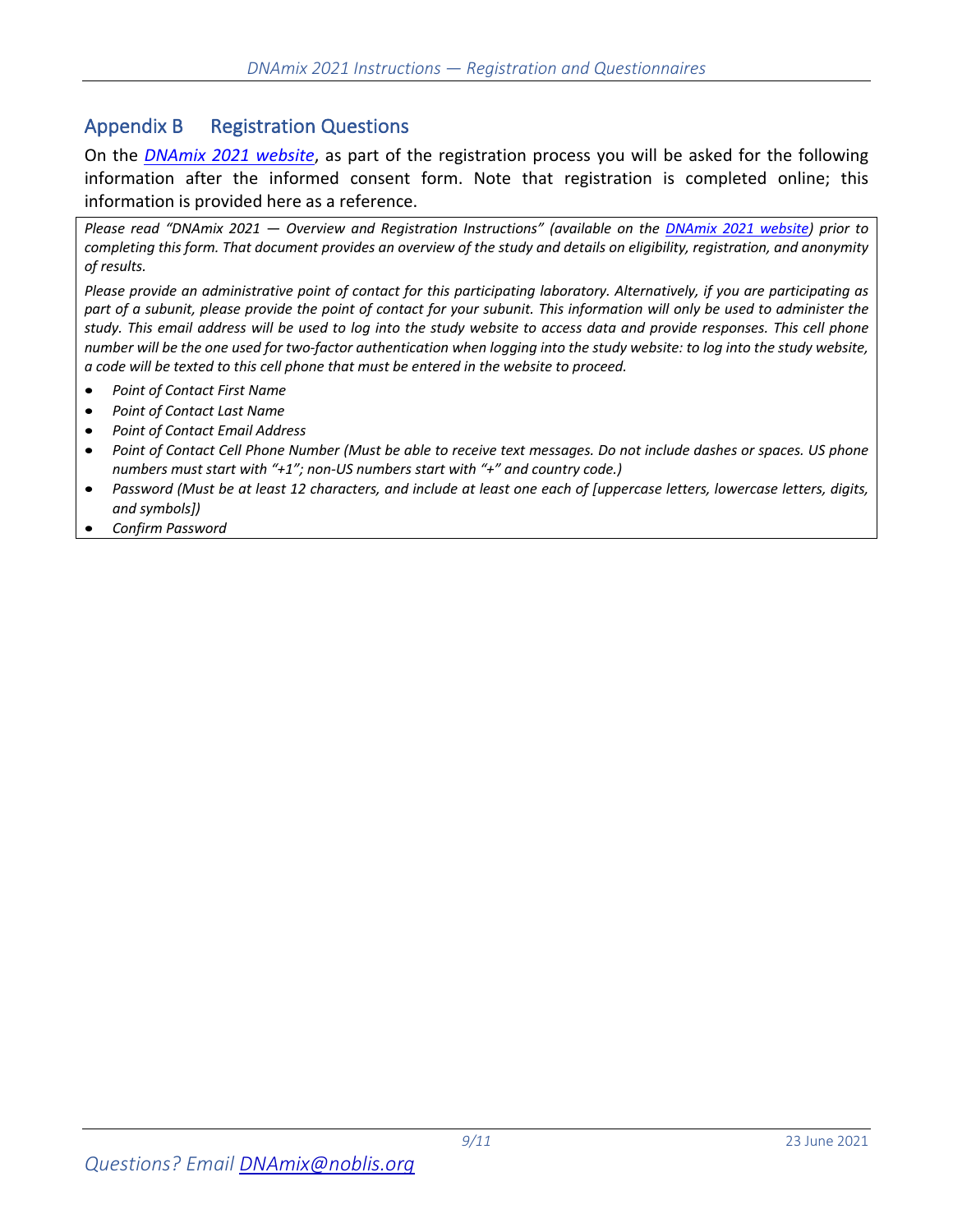## Appendix B Registration Questions

On the *DNAmix 2021 website*, as part of the registration process you will be asked for the following information after the informed consent form. Note that registration is completed online; this information is provided here as a reference.

*Please read "DNAmix 2021 — Overview and Registration Instructions" (available on the DNAmix 2021 website) prior to completing this form. That document provides an overview of the study and details on eligibility, registration, and anonymity of results.*

*Please provide an administrative point of contact for this participating laboratory. Alternatively, if you are participating as part of a subunit, please provide the point of contact for your subunit. This information will only be used to administer the study. This email address will be used to log into the study website to access data and provide responses. This cell phone number will be the one used for two-factor authentication when logging into the study website: to log into the study website, a code will be texted to this cell phone that must be entered in the website to proceed.*

- *Point of Contact First Name*
- *Point of Contact Last Name*
- *Point of Contact Email Address*
- *Point of Contact Cell Phone Number (Must be able to receive text messages. Do not include dashes or spaces. US phone numbers must start with "+1"; non-US numbers start with "+" and country code.)*
- *Password (Must be at least 12 characters, and include at least one each of [uppercase letters, lowercase letters, digits, and symbols])*
- *Confirm Password*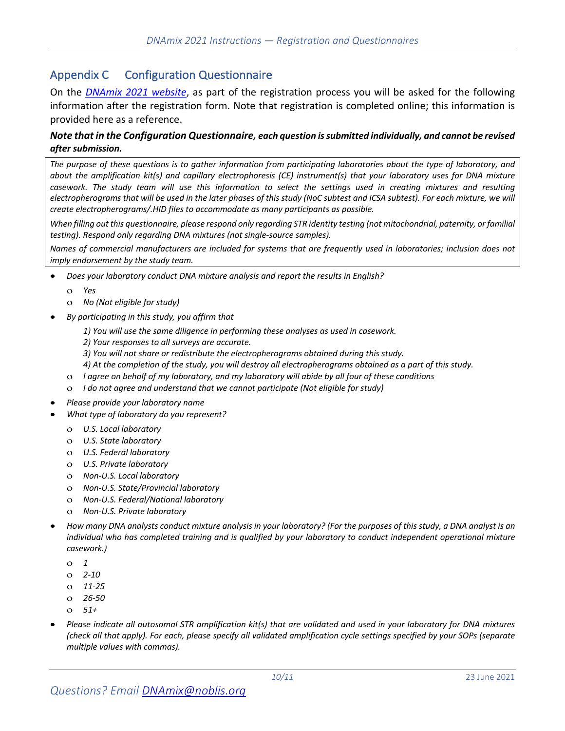## Appendix C Configuration Questionnaire

On the *DNAmix 2021 website*, as part of the registration process you will be asked for the following information after the registration form. Note that registration is completed online; this information is provided here as a reference.

***Note that in the Configuration Questionnaire, each question is submitted individually, and cannot be revised after submission.***

*The purpose of these questions is to gather information from participating laboratories about the type of laboratory, and about the amplification kit(s) and capillary electrophoresis (CE) instrument(s) that your laboratory uses for DNA mixture casework. The study team will use this information to select the settings used in creating mixtures and resulting electropherograms that will be used in the later phases of this study (NoC subtest and ICSA subtest). For each mixture, we will create electropherograms/.HID files to accommodate as many participants as possible.*

*When filling out this questionnaire, please respond only regarding STR identity testing (not mitochondrial, paternity, or familial testing). Respond only regarding DNA mixtures (not single-source samples).*

*Names of commercial manufacturers are included for systems that are frequently used in laboratories; inclusion does not imply endorsement by the study team.*

- *Does your laboratory conduct DNA mixture analysis and report the results in English?*
  - *Yes*
  - *No (Not eligible for study)*
- *By participating in this study, you affirm that*

  *1) You will use the same diligence in performing these analyses as used in casework.*
  *2) Your responses to all surveys are accurate.*
  *3) You will not share or redistribute the electropherograms obtained during this study.*
  *4) At the completion of the study, you will destroy all electropherograms obtained as a part of this study.*
  - *I agree on behalf of my laboratory, and my laboratory will abide by all four of these conditions*
  - *I do not agree and understand that we cannot participate (Not eligible for study)*
- *Please provide your laboratory name*
- *What type of laboratory do you represent?*
  - *U.S. Local laboratory*
  - *U.S. State laboratory*
  - *U.S. Federal laboratory*
  - *U.S. Private laboratory*
  - *Non-U.S. Local laboratory*
  - *Non-U.S. State/Provincial laboratory*
  - *Non-U.S. Federal/National laboratory*
  - *Non-U.S. Private laboratory*
- *How many DNA analysts conduct mixture analysis in your laboratory? (For the purposes of this study, a DNA analyst is an individual who has completed training and is qualified by your laboratory to conduct independent operational mixture casework.)*
  - *1*
  - *2-10*
  - *11-25*
  - *26-50*
  - *51+*
- *Please indicate all autosomal STR amplification kit(s) that are validated and used in your laboratory for DNA mixtures (check all that apply). For each, please specify all validated amplification cycle settings specified by your SOPs (separate multiple values with commas).*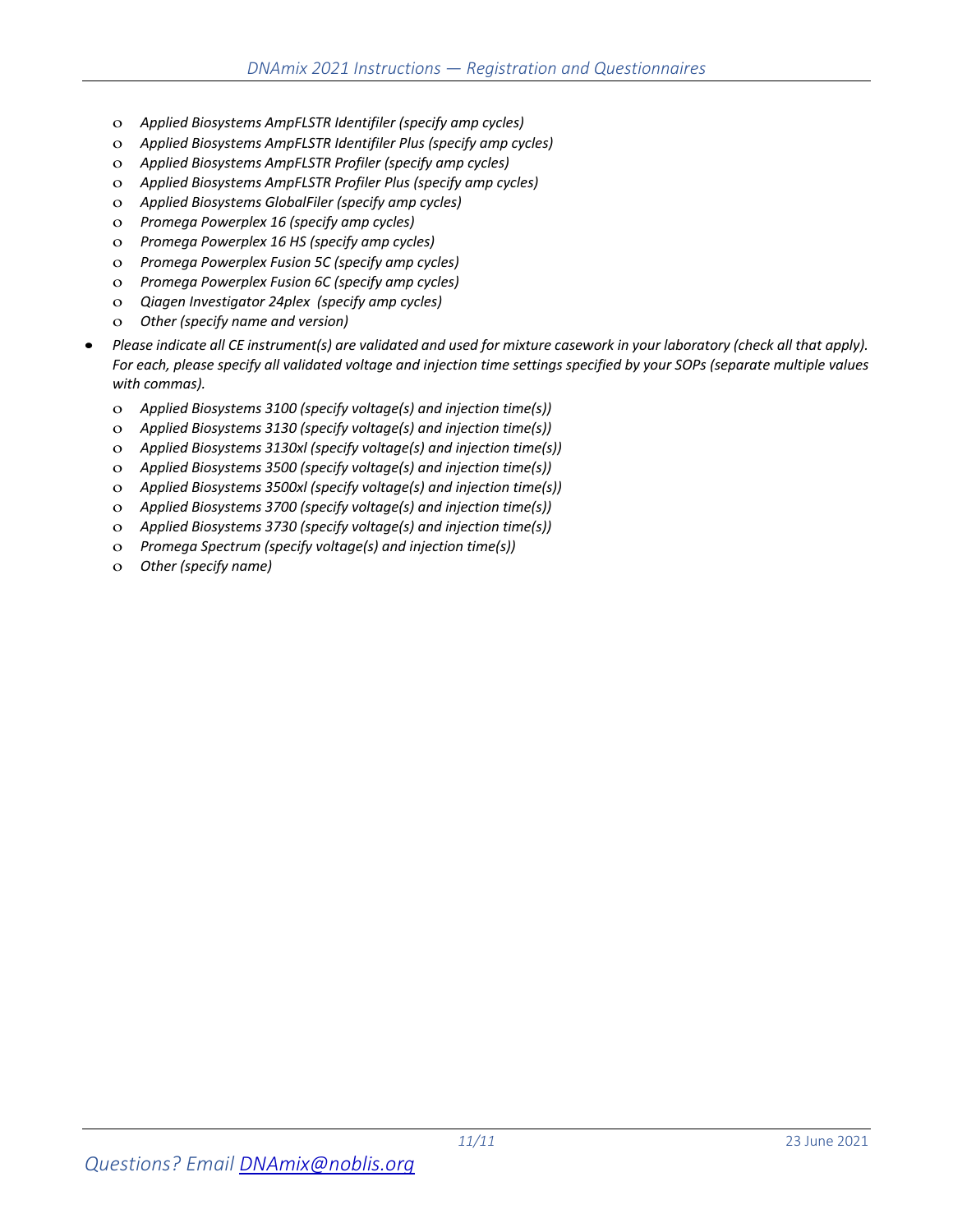- *Applied Biosystems AmpFLSTR Identifiler (specify amp cycles)*
- *Applied Biosystems AmpFLSTR Identifiler Plus (specify amp cycles)*
- *Applied Biosystems AmpFLSTR Profiler (specify amp cycles)*
- *Applied Biosystems AmpFLSTR Profiler Plus (specify amp cycles)*
- *Applied Biosystems GlobalFiler (specify amp cycles)*
- *Promega Powerplex 16 (specify amp cycles)*
- *Promega Powerplex 16 HS (specify amp cycles)*
- *Promega Powerplex Fusion 5C (specify amp cycles)*
- *Promega Powerplex Fusion 6C (specify amp cycles)*
- *Qiagen Investigator 24plex (specify amp cycles)*
- *Other (specify name and version)*

- *Please indicate all CE instrument(s) are validated and used for mixture casework in your laboratory (check all that apply). For each, please specify all validated voltage and injection time settings specified by your SOPs (separate multiple values with commas).*
  - *Applied Biosystems 3100 (specify voltage(s) and injection time(s))*
  - *Applied Biosystems 3130 (specify voltage(s) and injection time(s))*
  - *Applied Biosystems 3130xl (specify voltage(s) and injection time(s))*
  - *Applied Biosystems 3500 (specify voltage(s) and injection time(s))*
  - *Applied Biosystems 3500xl (specify voltage(s) and injection time(s))*
  - *Applied Biosystems 3700 (specify voltage(s) and injection time(s))*
  - *Applied Biosystems 3730 (specify voltage(s) and injection time(s))*
  - *Promega Spectrum (specify voltage(s) and injection time(s))*
  - *Other (specify name)*